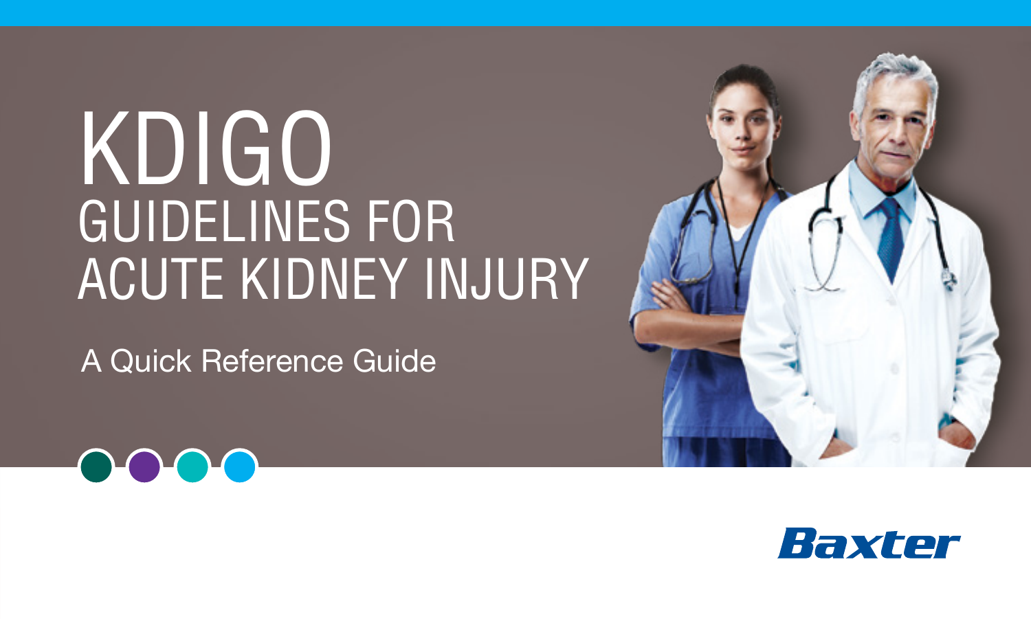# KDIGO

## GUIDELINES FOR ACUTE KIDNEY INJURY

A Quick Reference Guide

Baxter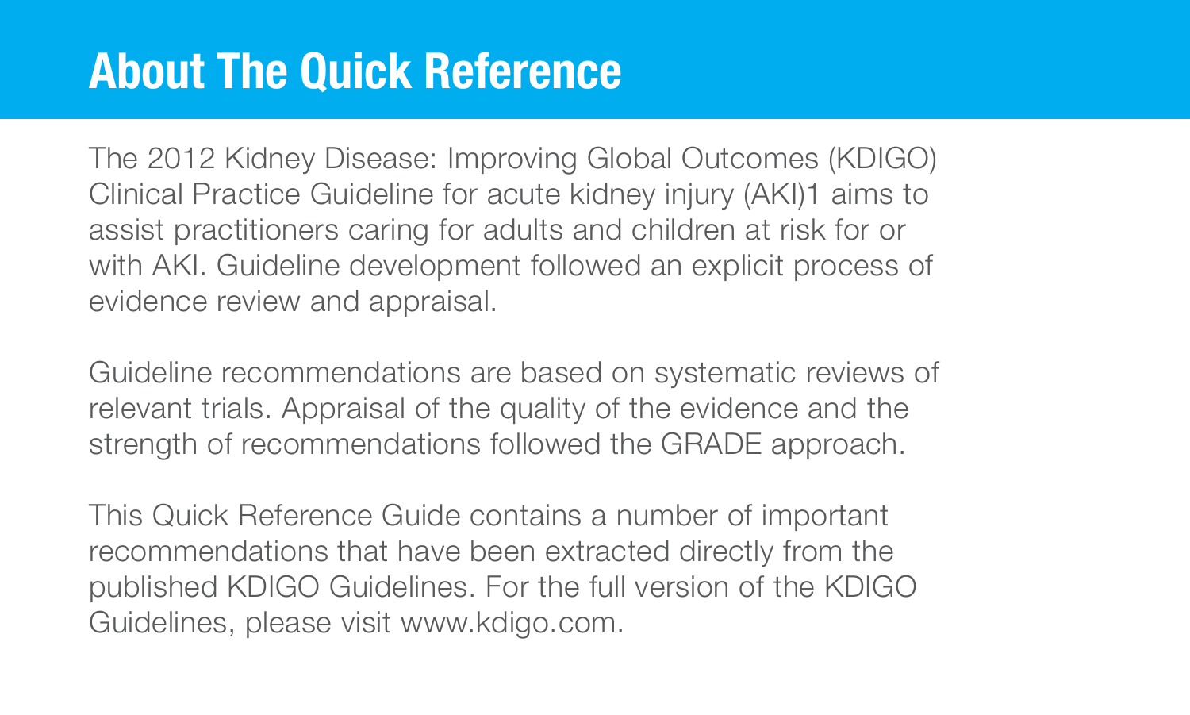# About The Quick Reference

The 2012 Kidney Disease: Improving Global Outcomes (KDIGO) Clinical Practice Guideline for acute kidney injury (AKI)[1] aims to assist practitioners caring for adults and children at risk for or with AKI. Guideline development followed an explicit process of evidence review and appraisal.

Guideline recommendations are based on systematic reviews of relevant trials. Appraisal of the quality of the evidence and the strength of recommendations followed the GRADE approach.

This Quick Reference Guide contains a number of important recommendations that have been extracted directly from the published KDIGO Guidelines. For the full version of the KDIGO Guidelines, please visit www.kdigo.com.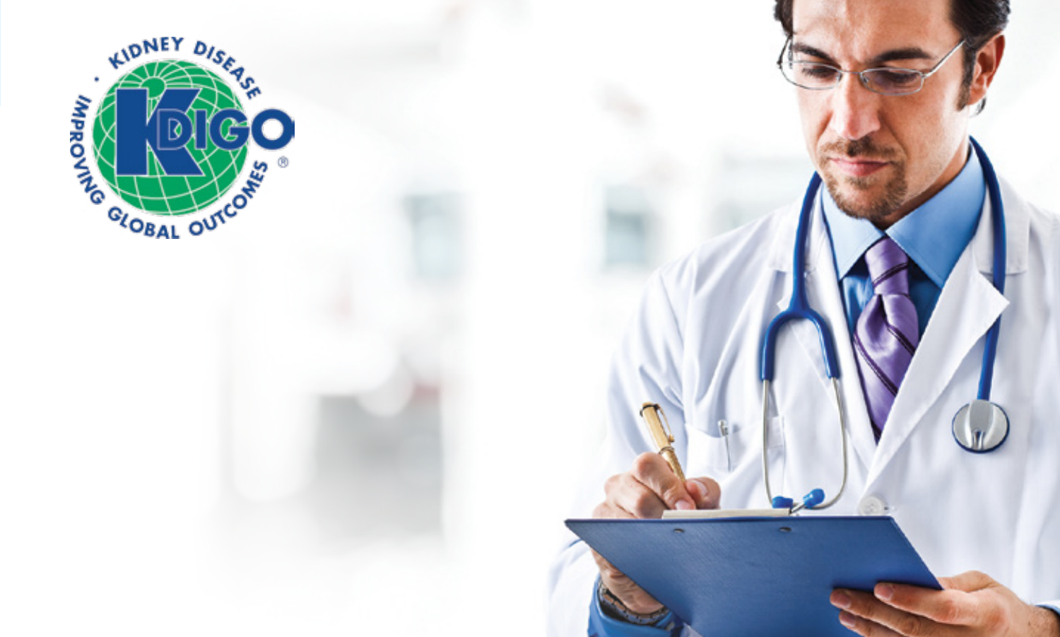KIDNEY DISEASE · IMPROVING GLOBAL OUTCOMES ®

KDIGO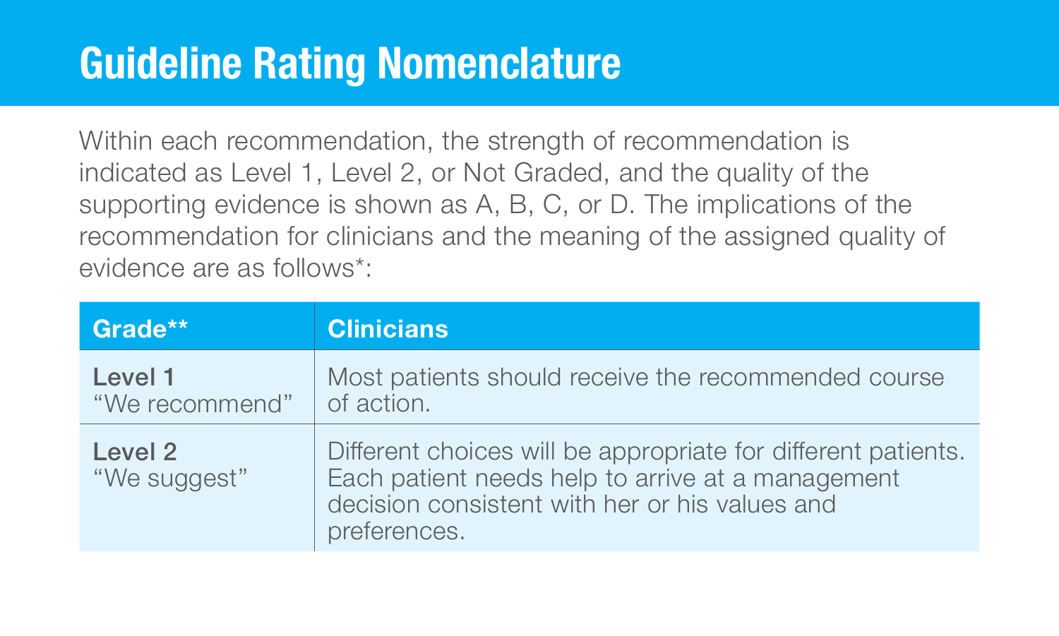# Guideline Rating Nomenclature

Within each recommendation, the strength of recommendation is indicated as Level 1, Level 2, or Not Graded, and the quality of the supporting evidence is shown as A, B, C, or D. The implications of the recommendation for clinicians and the meaning of the assigned quality of evidence are as follows*:

| Grade** | Clinicians |
|---|---|
| **Level 1**<br>"We recommend" | Most patients should receive the recommended course of action. |
| **Level 2**<br>"We suggest" | Different choices will be appropriate for different patients. Each patient needs help to arrive at a management decision consistent with her or his values and preferences. |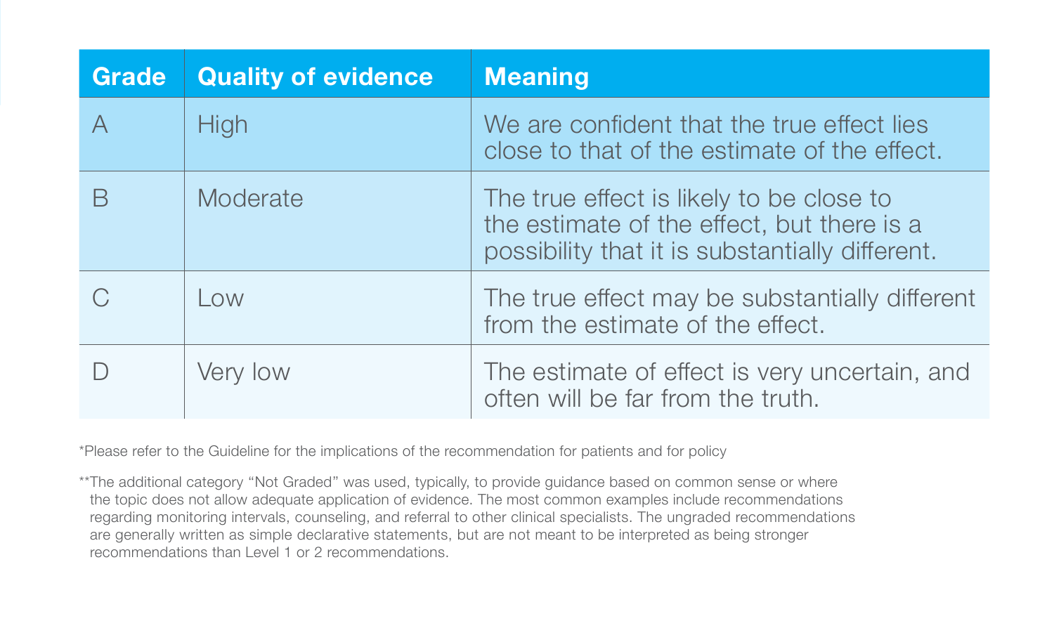| Grade | Quality of evidence | Meaning |
|---|---|---|
| A | High | We are confident that the true effect lies close to that of the estimate of the effect. |
| B | Moderate | The true effect is likely to be close to the estimate of the effect, but there is a possibility that it is substantially different. |
| C | Low | The true effect may be substantially different from the estimate of the effect. |
| D | Very low | The estimate of effect is very uncertain, and often will be far from the truth. |

*Please refer to the Guideline for the implications of the recommendation for patients and for policy

**The additional category "Not Graded" was used, typically, to provide guidance based on common sense or where the topic does not allow adequate application of evidence. The most common examples include recommendations regarding monitoring intervals, counseling, and referral to other clinical specialists. The ungraded recommendations are generally written as simple declarative statements, but are not meant to be interpreted as being stronger recommendations than Level 1 or 2 recommendations.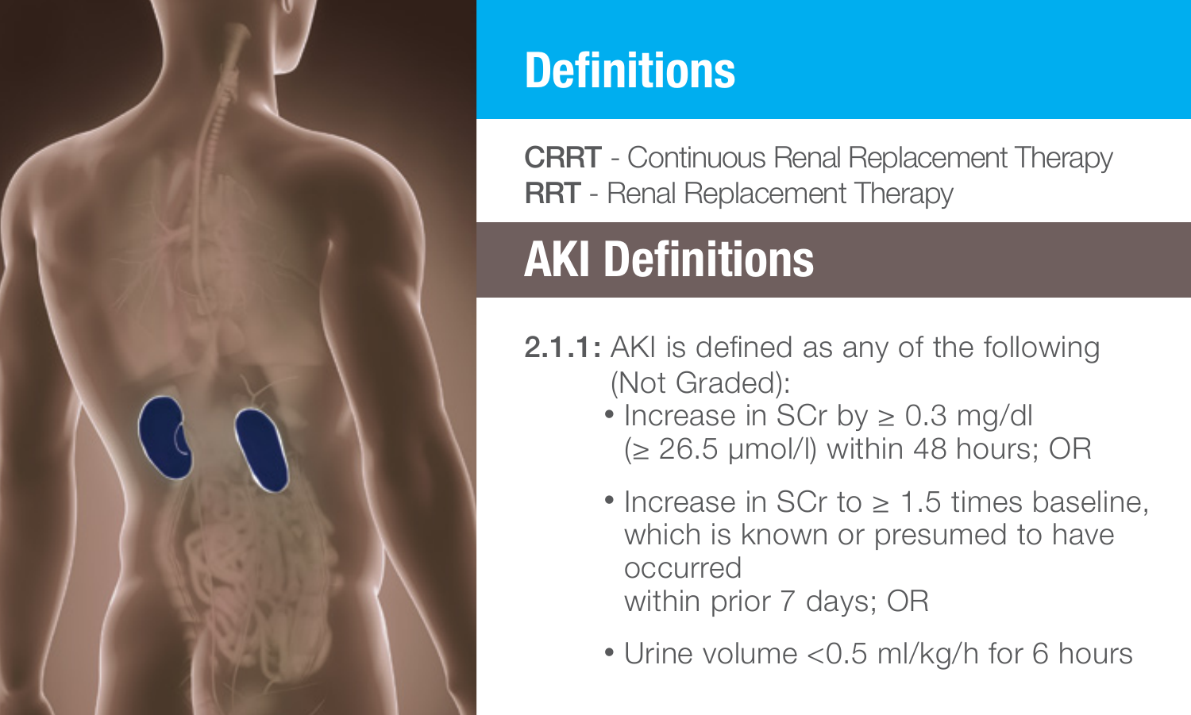# Definitions

**CRRT** - Continuous Renal Replacement Therapy
**RRT** - Renal Replacement Therapy

# AKI Definitions

**2.1.1:** AKI is defined as any of the following (Not Graded):

- Increase in SCr by ≥ 0.3 mg/dl (≥ 26.5 μmol/l) within 48 hours; OR
- Increase in SCr to ≥ 1.5 times baseline, which is known or presumed to have occurred within prior 7 days; OR
- Urine volume <0.5 ml/kg/h for 6 hours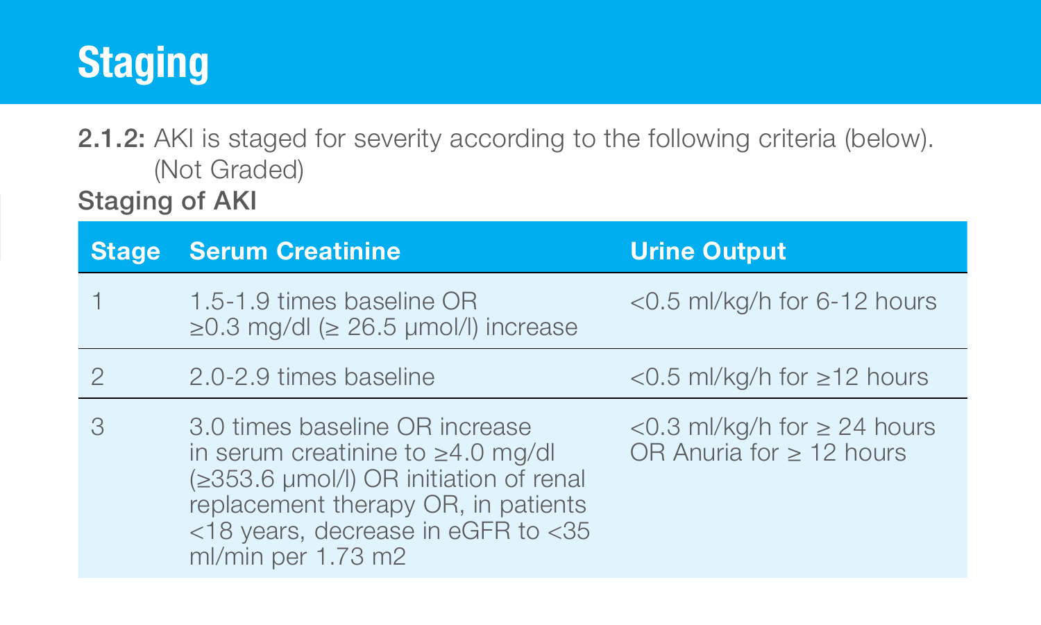# Staging

**2.1.2:** AKI is staged for severity according to the following criteria (below). (Not Graded)

**Staging of AKI**

| Stage | Serum Creatinine | Urine Output |
| --- | --- | --- |
| 1 | 1.5-1.9 times baseline OR ≥0.3 mg/dl (≥ 26.5 μmol/l) increase | <0.5 ml/kg/h for 6-12 hours |
| 2 | 2.0-2.9 times baseline | <0.5 ml/kg/h for ≥12 hours |
| 3 | 3.0 times baseline OR increase in serum creatinine to ≥4.0 mg/dl (≥353.6 μmol/l) OR initiation of renal replacement therapy OR, in patients <18 years, decrease in eGFR to <35 ml/min per 1.73 m2 | <0.3 ml/kg/h for ≥ 24 hours OR Anuria for ≥ 12 hours |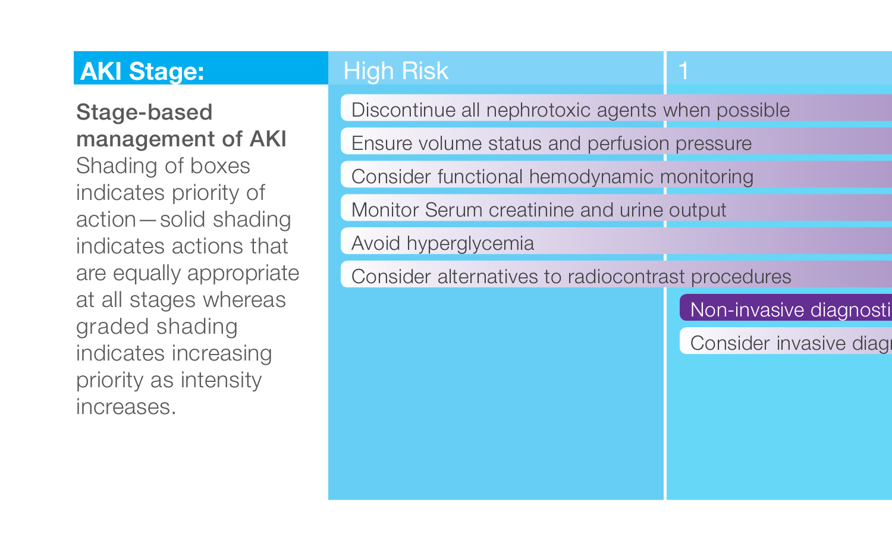| **AKI Stage:** | High Risk | 1 |
|---|---|---|
| **Stage-based management of AKI** Shading of boxes indicates priority of action—solid shading indicates actions that are equally appropriate at all stages whereas graded shading indicates increasing priority as intensity increases. | Discontinue all nephrotoxic agents when possible | |
| | Ensure volume status and perfusion pressure | |
| | Consider functional hemodynamic monitoring | |
| | Monitor Serum creatinine and urine output | |
| | Avoid hyperglycemia | |
| | Consider alternatives to radiocontrast procedures | |
| | | Non-invasive diagnosti |
| | | Consider invasive diagr |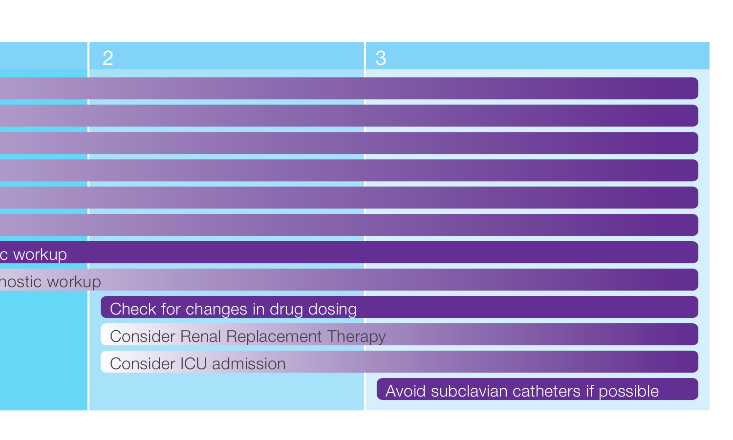| | 2 | 3 |
|---|---|---|
| c workup | | |
| nostic workup | | |
| | Check for changes in drug dosing | |
| | Consider Renal Replacement Therapy | |
| | Consider ICU admission | |
| | | Avoid subclavian catheters if possible |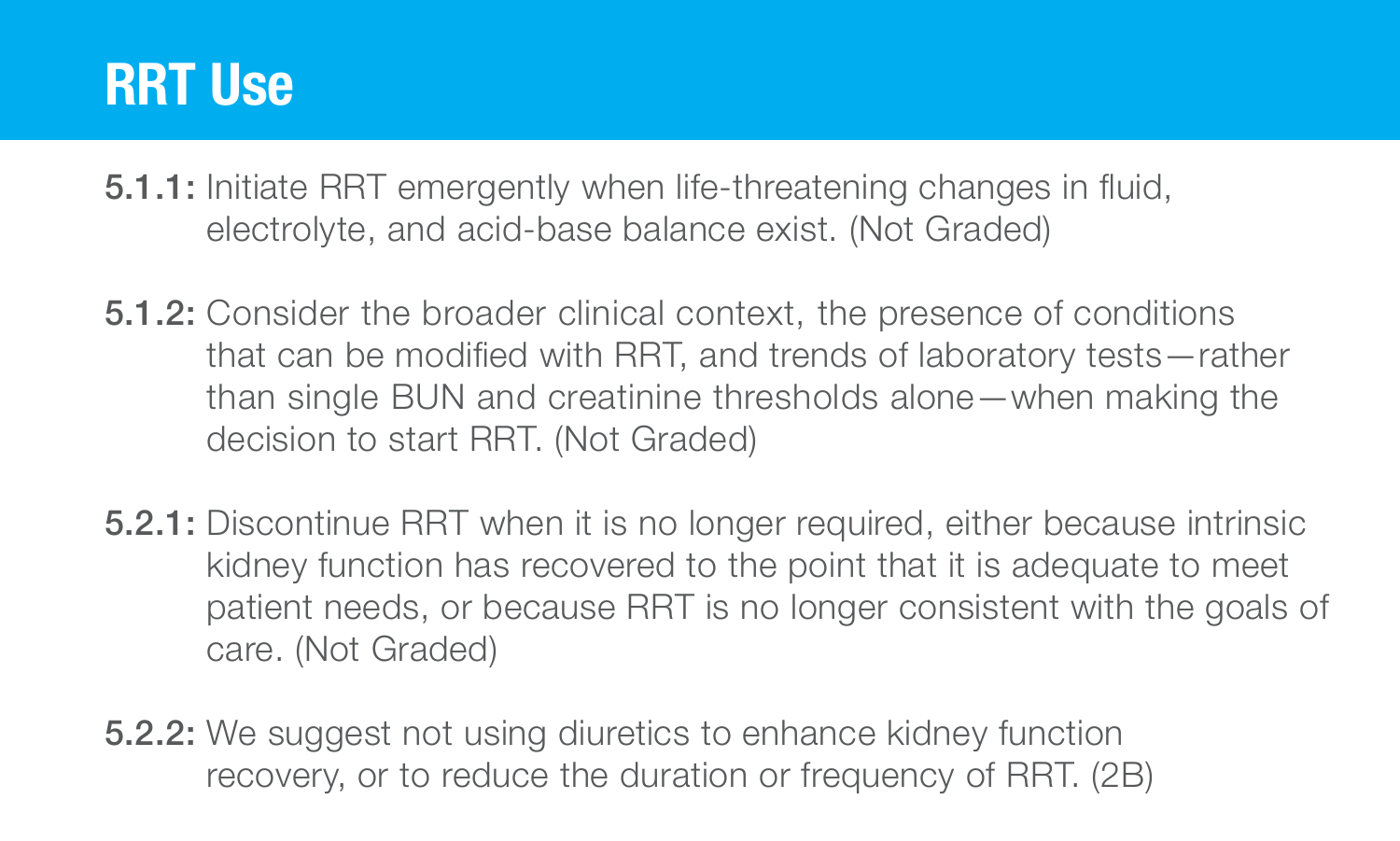# RRT Use

**5.1.1:** Initiate RRT emergently when life-threatening changes in fluid, electrolyte, and acid-base balance exist. (Not Graded)

**5.1.2:** Consider the broader clinical context, the presence of conditions that can be modified with RRT, and trends of laboratory tests—rather than single BUN and creatinine thresholds alone—when making the decision to start RRT. (Not Graded)

**5.2.1:** Discontinue RRT when it is no longer required, either because intrinsic kidney function has recovered to the point that it is adequate to meet patient needs, or because RRT is no longer consistent with the goals of care. (Not Graded)

**5.2.2:** We suggest not using diuretics to enhance kidney function recovery, or to reduce the duration or frequency of RRT. (2B)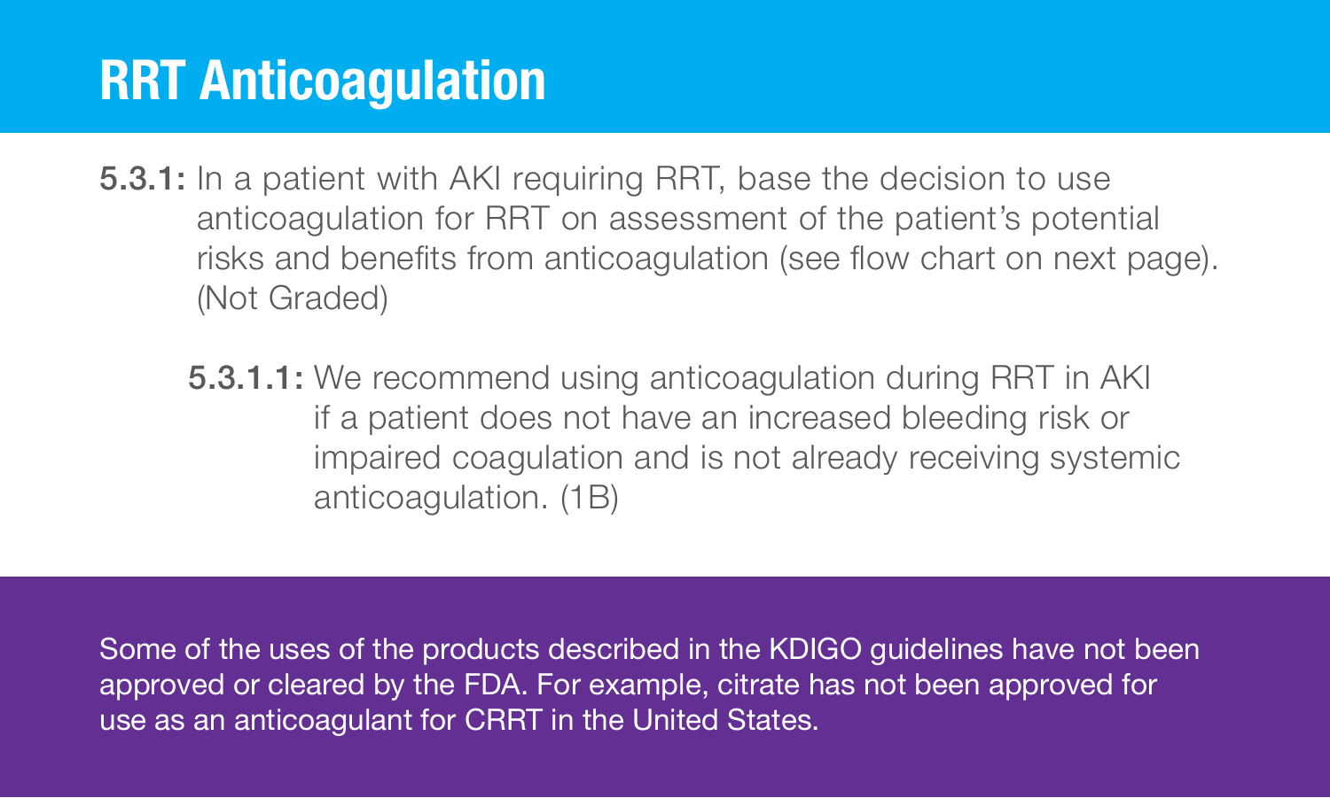# RRT Anticoagulation

**5.3.1:** In a patient with AKI requiring RRT, base the decision to use anticoagulation for RRT on assessment of the patient's potential risks and benefits from anticoagulation (see flow chart on next page). (Not Graded)

> **5.3.1.1:** We recommend using anticoagulation during RRT in AKI if a patient does not have an increased bleeding risk or impaired coagulation and is not already receiving systemic anticoagulation. (1B)

Some of the uses of the products described in the KDIGO guidelines have not been approved or cleared by the FDA. For example, citrate has not been approved for use as an anticoagulant for CRRT in the United States.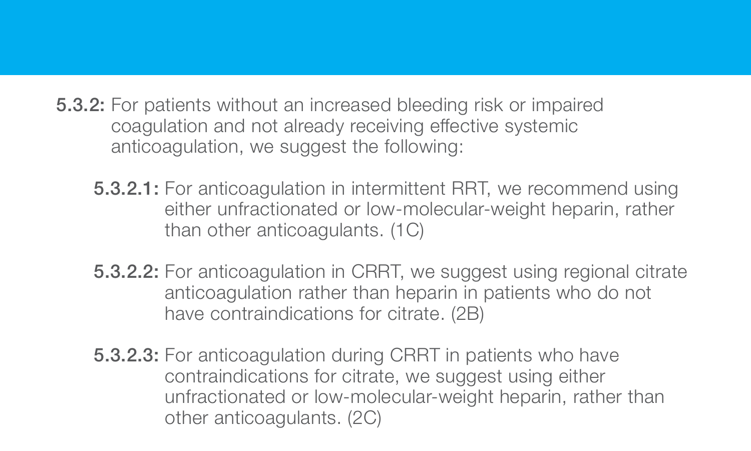**5.3.2:** For patients without an increased bleeding risk or impaired coagulation and not already receiving effective systemic anticoagulation, we suggest the following:

- **5.3.2.1:** For anticoagulation in intermittent RRT, we recommend using either unfractionated or low-molecular-weight heparin, rather than other anticoagulants. (1C)

- **5.3.2.2:** For anticoagulation in CRRT, we suggest using regional citrate anticoagulation rather than heparin in patients who do not have contraindications for citrate. (2B)

- **5.3.2.3:** For anticoagulation during CRRT in patients who have contraindications for citrate, we suggest using either unfractionated or low-molecular-weight heparin, rather than other anticoagulants. (2C)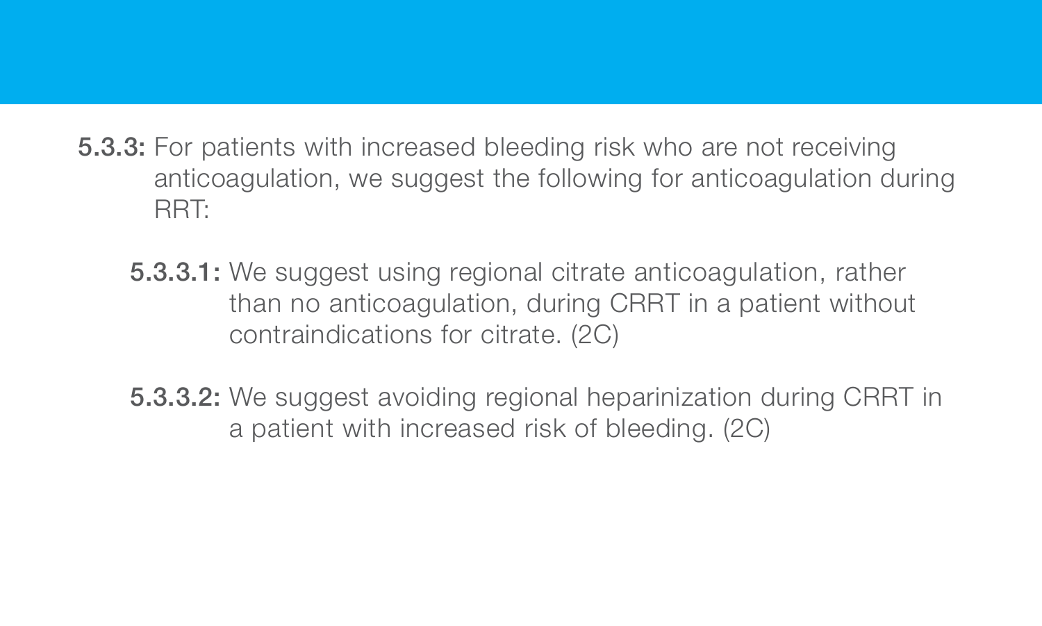**5.3.3:** For patients with increased bleeding risk who are not receiving anticoagulation, we suggest the following for anticoagulation during RRT:

**5.3.3.1:** We suggest using regional citrate anticoagulation, rather than no anticoagulation, during CRRT in a patient without contraindications for citrate. (2C)

**5.3.3.2:** We suggest avoiding regional heparinization during CRRT in a patient with increased risk of bleeding. (2C)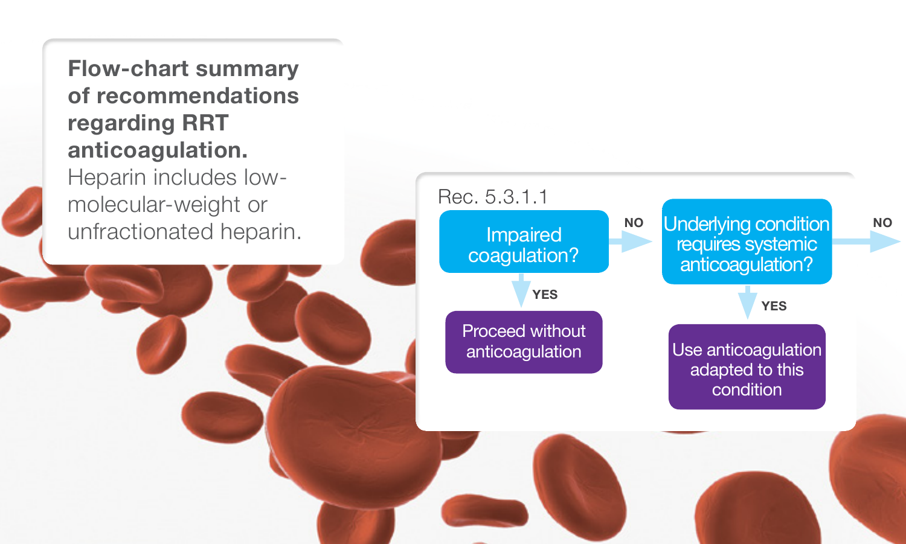**Flow-chart summary of recommendations regarding RRT anticoagulation.** Heparin includes low-molecular-weight or unfractionated heparin.

Rec. 5.3.1.1

Impaired coagulation?

- YES → Proceed without anticoagulation
- NO → Underlying condition requires systemic anticoagulation?
  - YES → Use anticoagulation adapted to this condition
  - NO →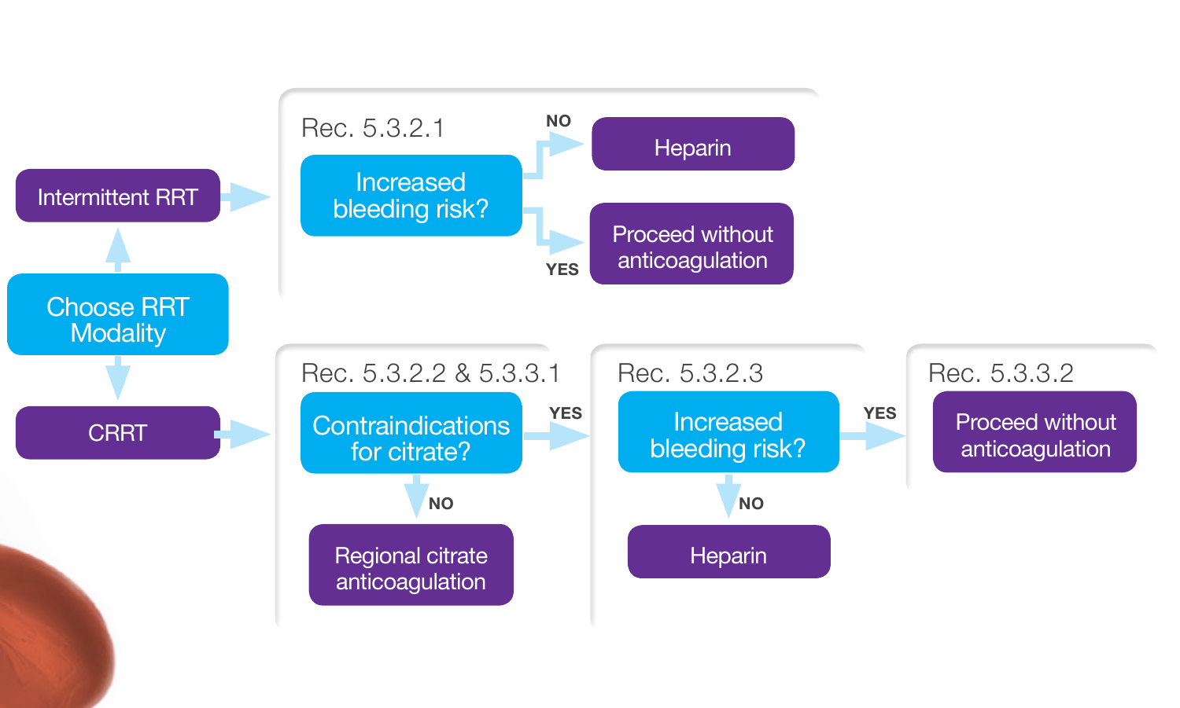Choose RRT Modality

Intermittent RRT

Rec. 5.3.2.1

Increased bleeding risk?

NO → Heparin

YES → Proceed without anticoagulation

CRRT

Rec. 5.3.2.2 & 5.3.3.1

Contraindications for citrate?

NO → Regional citrate anticoagulation

YES →

Rec. 5.3.2.3

Increased bleeding risk?

NO → Heparin

YES →

Rec. 5.3.3.2

Proceed without anticoagulation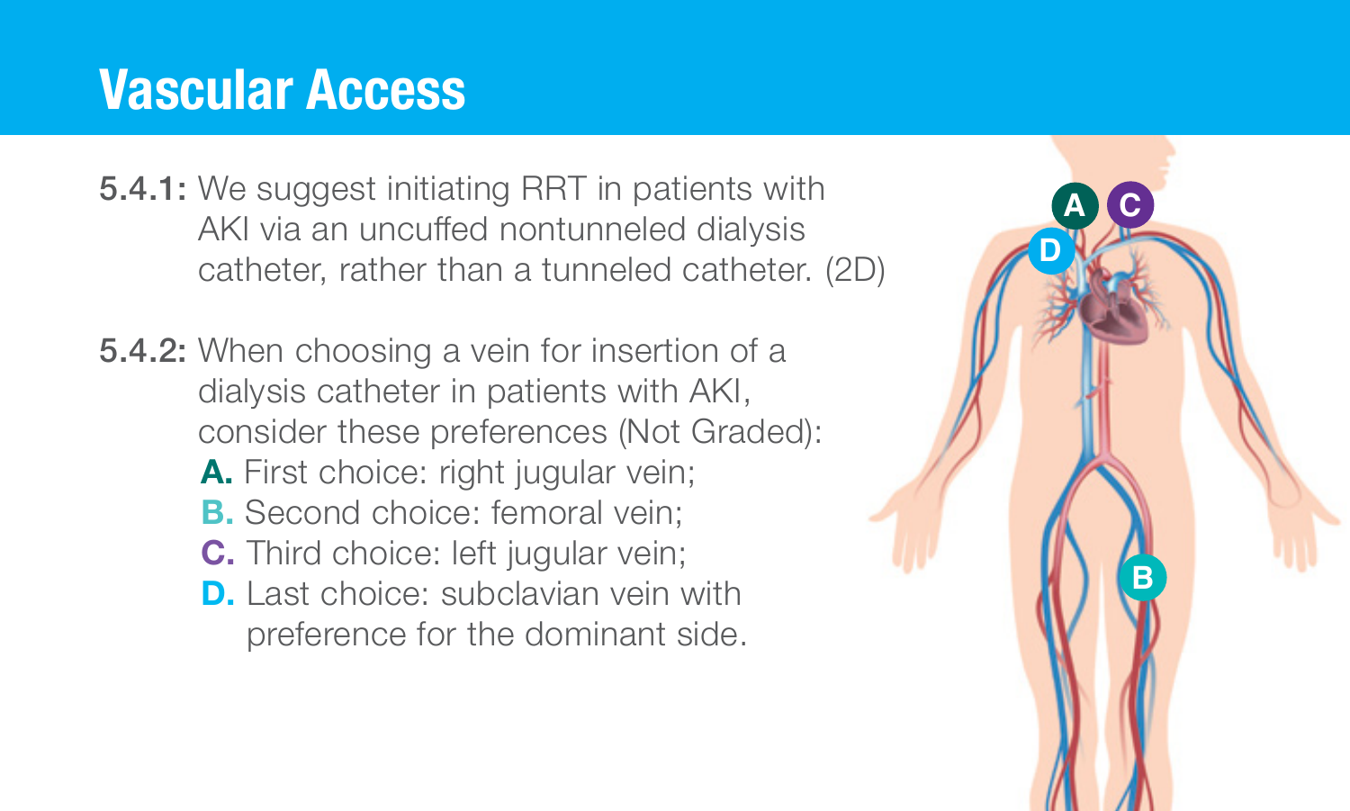# Vascular Access

**5.4.1:** We suggest initiating RRT in patients with AKI via an uncuffed nontunneled dialysis catheter, rather than a tunneled catheter. (2D)

**5.4.2:** When choosing a vein for insertion of a dialysis catheter in patients with AKI, consider these preferences (Not Graded):

- **A.** First choice: right jugular vein;
- **B.** Second choice: femoral vein;
- **C.** Third choice: left jugular vein;
- **D.** Last choice: subclavian vein with preference for the dominant side.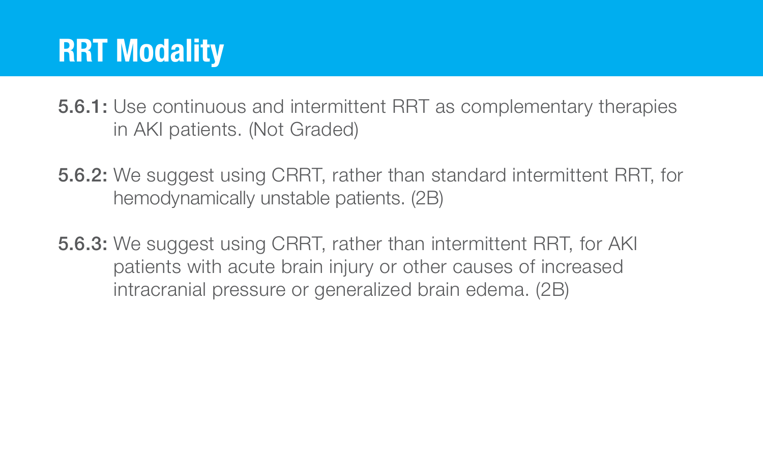# RRT Modality

**5.6.1:** Use continuous and intermittent RRT as complementary therapies in AKI patients. (Not Graded)

**5.6.2:** We suggest using CRRT, rather than standard intermittent RRT, for hemodynamically unstable patients. (2B)

**5.6.3:** We suggest using CRRT, rather than intermittent RRT, for AKI patients with acute brain injury or other causes of increased intracranial pressure or generalized brain edema. (2B)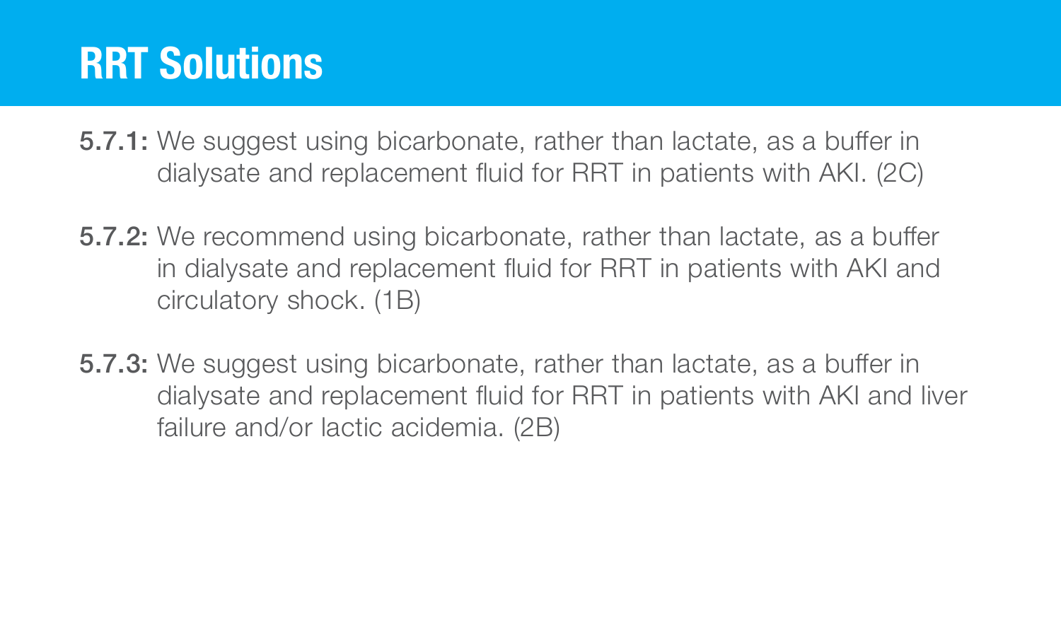# RRT Solutions

**5.7.1:** We suggest using bicarbonate, rather than lactate, as a buffer in dialysate and replacement fluid for RRT in patients with AKI. (2C)

**5.7.2:** We recommend using bicarbonate, rather than lactate, as a buffer in dialysate and replacement fluid for RRT in patients with AKI and circulatory shock. (1B)

**5.7.3:** We suggest using bicarbonate, rather than lactate, as a buffer in dialysate and replacement fluid for RRT in patients with AKI and liver failure and/or lactic acidemia. (2B)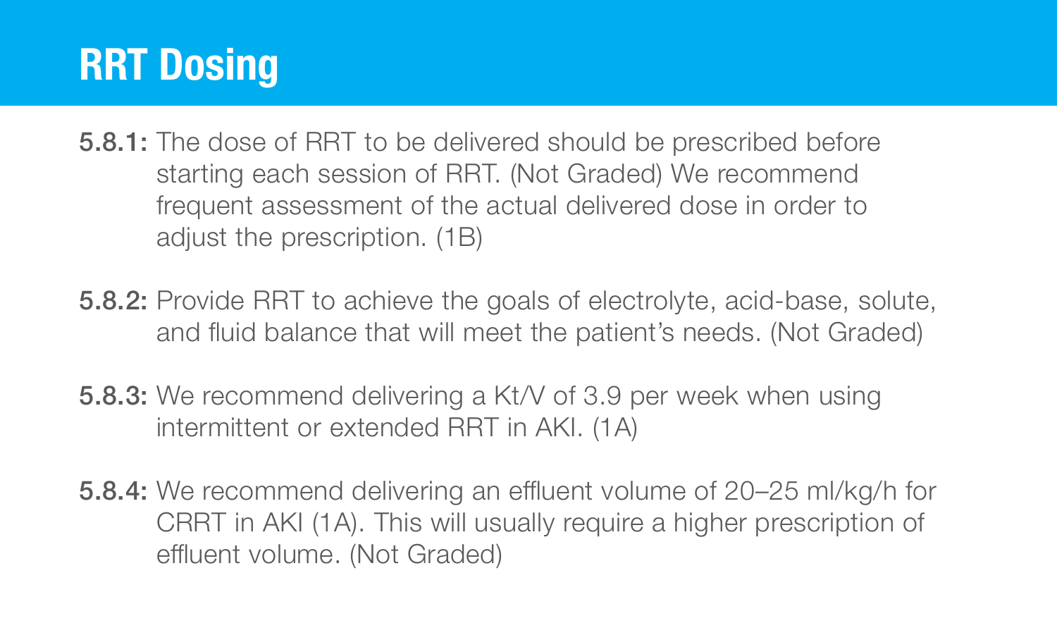# RRT Dosing

**5.8.1:** The dose of RRT to be delivered should be prescribed before starting each session of RRT. (Not Graded) We recommend frequent assessment of the actual delivered dose in order to adjust the prescription. (1B)

**5.8.2:** Provide RRT to achieve the goals of electrolyte, acid-base, solute, and fluid balance that will meet the patient's needs. (Not Graded)

**5.8.3:** We recommend delivering a Kt/V of 3.9 per week when using intermittent or extended RRT in AKI. (1A)

**5.8.4:** We recommend delivering an effluent volume of 20–25 ml/kg/h for CRRT in AKI (1A). This will usually require a higher prescription of effluent volume. (Not Graded)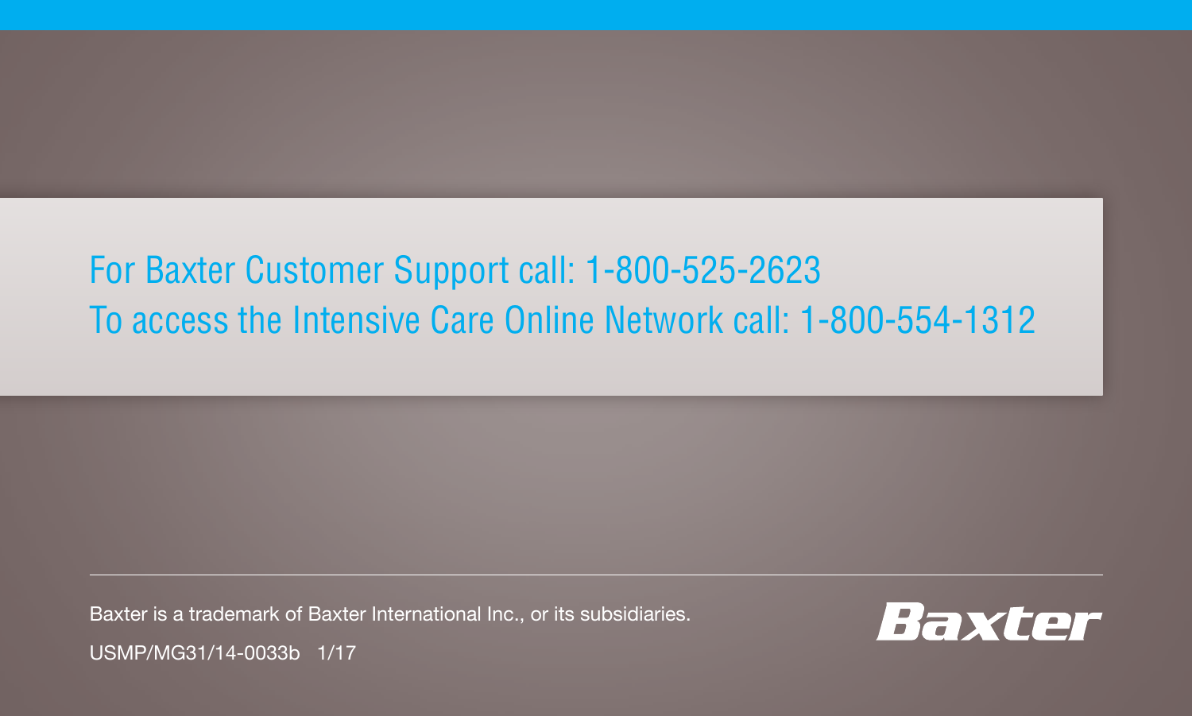For Baxter Customer Support call: 1-800-525-2623

To access the Intensive Care Online Network call: 1-800-554-1312

---

Baxter is a trademark of Baxter International Inc., or its subsidiaries.

USMP/MG31/14-0033b 1/17

Baxter